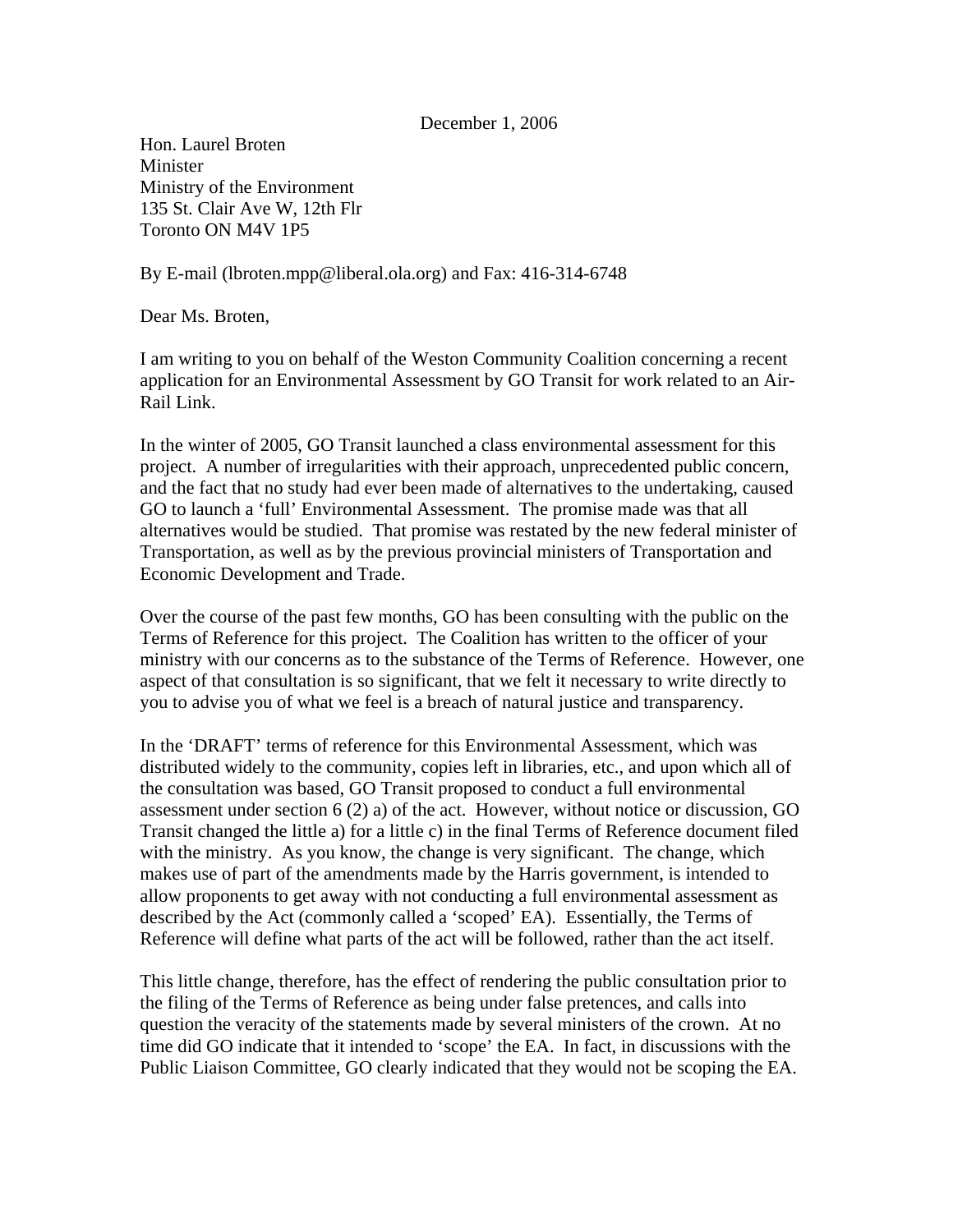December 1, 2006

Hon. Laurel Broten
Minister
Ministry of the Environment
135 St. Clair Ave W, 12th Flr
Toronto ON M4V 1P5

By E-mail (lbroten.mpp@liberal.ola.org) and Fax: 416-314-6748

Dear Ms. Broten,

I am writing to you on behalf of the Weston Community Coalition concerning a recent application for an Environmental Assessment by GO Transit for work related to an Air-Rail Link.

In the winter of 2005, GO Transit launched a class environmental assessment for this project. A number of irregularities with their approach, unprecedented public concern, and the fact that no study had ever been made of alternatives to the undertaking, caused GO to launch a 'full' Environmental Assessment. The promise made was that all alternatives would be studied. That promise was restated by the new federal minister of Transportation, as well as by the previous provincial ministers of Transportation and Economic Development and Trade.

Over the course of the past few months, GO has been consulting with the public on the Terms of Reference for this project. The Coalition has written to the officer of your ministry with our concerns as to the substance of the Terms of Reference. However, one aspect of that consultation is so significant, that we felt it necessary to write directly to you to advise you of what we feel is a breach of natural justice and transparency.

In the 'DRAFT' terms of reference for this Environmental Assessment, which was distributed widely to the community, copies left in libraries, etc., and upon which all of the consultation was based, GO Transit proposed to conduct a full environmental assessment under section 6 (2) a) of the act. However, without notice or discussion, GO Transit changed the little a) for a little c) in the final Terms of Reference document filed with the ministry. As you know, the change is very significant. The change, which makes use of part of the amendments made by the Harris government, is intended to allow proponents to get away with not conducting a full environmental assessment as described by the Act (commonly called a 'scoped' EA). Essentially, the Terms of Reference will define what parts of the act will be followed, rather than the act itself.

This little change, therefore, has the effect of rendering the public consultation prior to the filing of the Terms of Reference as being under false pretences, and calls into question the veracity of the statements made by several ministers of the crown. At no time did GO indicate that it intended to 'scope' the EA. In fact, in discussions with the Public Liaison Committee, GO clearly indicated that they would not be scoping the EA.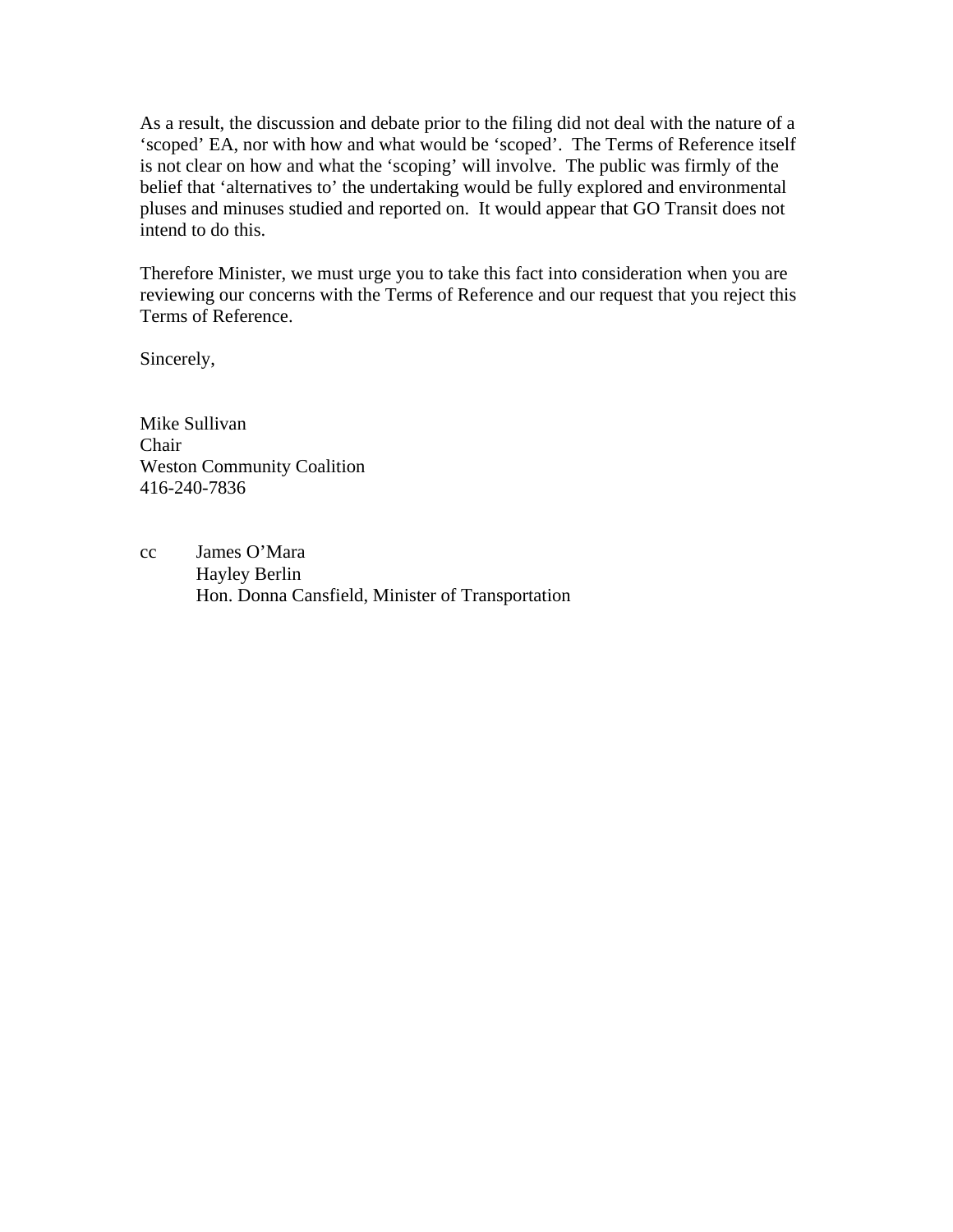As a result, the discussion and debate prior to the filing did not deal with the nature of a 'scoped' EA, nor with how and what would be 'scoped'. The Terms of Reference itself is not clear on how and what the 'scoping' will involve. The public was firmly of the belief that 'alternatives to' the undertaking would be fully explored and environmental pluses and minuses studied and reported on. It would appear that GO Transit does not intend to do this.

Therefore Minister, we must urge you to take this fact into consideration when you are reviewing our concerns with the Terms of Reference and our request that you reject this Terms of Reference.

Sincerely,

Mike Sullivan
Chair
Weston Community Coalition
416-240-7836

cc James O'Mara
Hayley Berlin
Hon. Donna Cansfield, Minister of Transportation